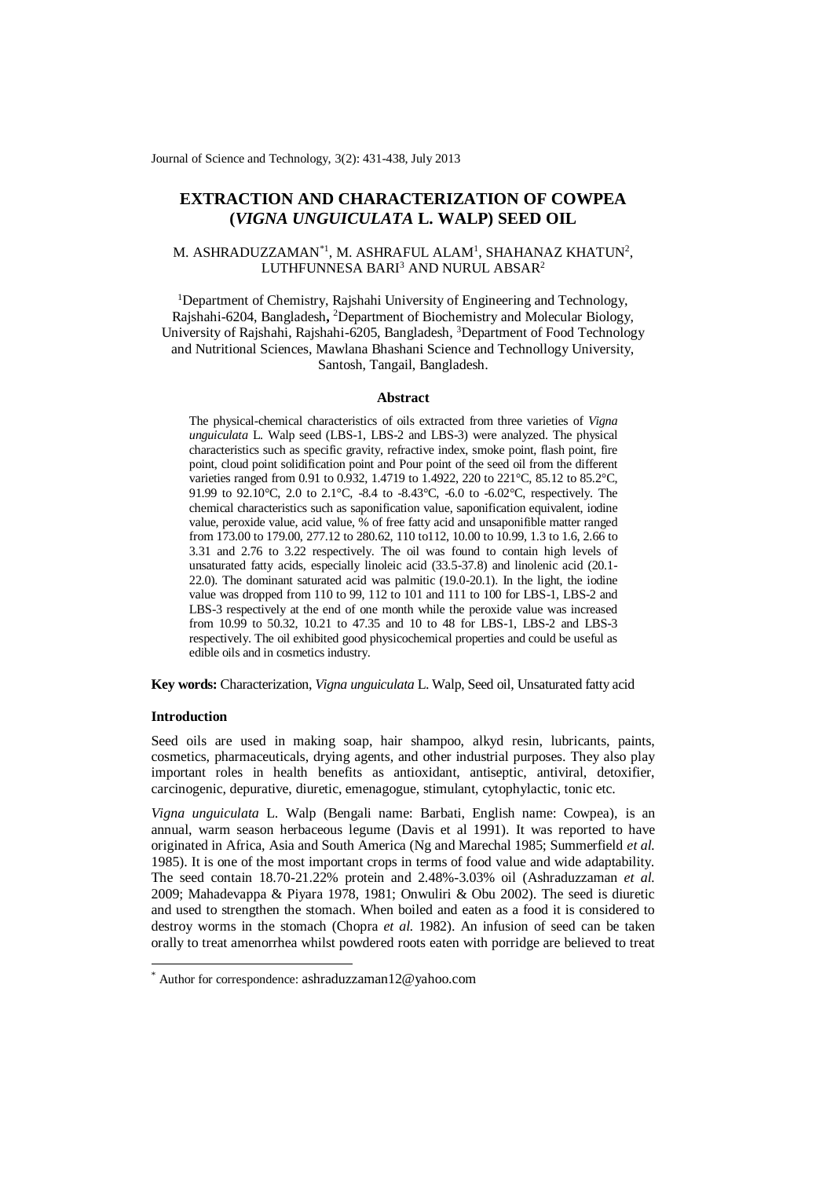# EXTRACTION AND CHARACTERIZATION OF COWPEA (*VIGNA UNGUICULATA* L. WALP) SEED OIL

M. ASHRADUZZAMAN[*1], M. ASHRAFUL ALAM[1], SHAHANAZ KHATUN[2], LUTHFUNNESA BARI[3] AND NURUL ABSAR[2]

[1]Department of Chemistry, Rajshahi University of Engineering and Technology, Rajshahi-6204, Bangladesh, [2]Department of Biochemistry and Molecular Biology, University of Rajshahi, Rajshahi-6205, Bangladesh, [3]Department of Food Technology and Nutritional Sciences, Mawlana Bhashani Science and Technollogy University, Santosh, Tangail, Bangladesh.

### Abstract

The physical-chemical characteristics of oils extracted from three varieties of *Vigna unguiculata* L. Walp seed (LBS-1, LBS-2 and LBS-3) were analyzed. The physical characteristics such as specific gravity, refractive index, smoke point, flash point, fire point, cloud point solidification point and Pour point of the seed oil from the different varieties ranged from 0.91 to 0.932, 1.4719 to 1.4922, 220 to 221°C, 85.12 to 85.2°C, 91.99 to 92.10°C, 2.0 to 2.1°C, -8.4 to -8.43°C, -6.0 to -6.02°C, respectively. The chemical characteristics such as saponification value, saponification equivalent, iodine value, peroxide value, acid value, % of free fatty acid and unsaponifible matter ranged from 173.00 to 179.00, 277.12 to 280.62, 110 to112, 10.00 to 10.99, 1.3 to 1.6, 2.66 to 3.31 and 2.76 to 3.22 respectively. The oil was found to contain high levels of unsaturated fatty acids, especially linoleic acid (33.5-37.8) and linolenic acid (20.1-22.0). The dominant saturated acid was palmitic (19.0-20.1). In the light, the iodine value was dropped from 110 to 99, 112 to 101 and 111 to 100 for LBS-1, LBS-2 and LBS-3 respectively at the end of one month while the peroxide value was increased from 10.99 to 50.32, 10.21 to 47.35 and 10 to 48 for LBS-1, LBS-2 and LBS-3 respectively. The oil exhibited good physicochemical properties and could be useful as edible oils and in cosmetics industry.

**Key words:** Characterization, *Vigna unguiculata* L. Walp, Seed oil, Unsaturated fatty acid

## Introduction

Seed oils are used in making soap, hair shampoo, alkyd resin, lubricants, paints, cosmetics, pharmaceuticals, drying agents, and other industrial purposes. They also play important roles in health benefits as antioxidant, antiseptic, antiviral, detoxifier, carcinogenic, depurative, diuretic, emenagogue, stimulant, cytophylactic, tonic etc.

*Vigna unguiculata* L. Walp (Bengali name: Barbati, English name: Cowpea), is an annual, warm season herbaceous legume (Davis et al 1991). It was reported to have originated in Africa, Asia and South America (Ng and Marechal 1985; Summerfield *et al.* 1985). It is one of the most important crops in terms of food value and wide adaptability. The seed contain 18.70-21.22% protein and 2.48%-3.03% oil (Ashraduzzaman *et al.* 2009; Mahadevappa & Piyara 1978, 1981; Onwuliri & Obu 2002). The seed is diuretic and used to strengthen the stomach. When boiled and eaten as a food it is considered to destroy worms in the stomach (Chopra *et al.* 1982). An infusion of seed can be taken orally to treat amenorrhea whilst powdered roots eaten with porridge are believed to treat

[*] Author for correspondence: ashraduzzaman12@yahoo.com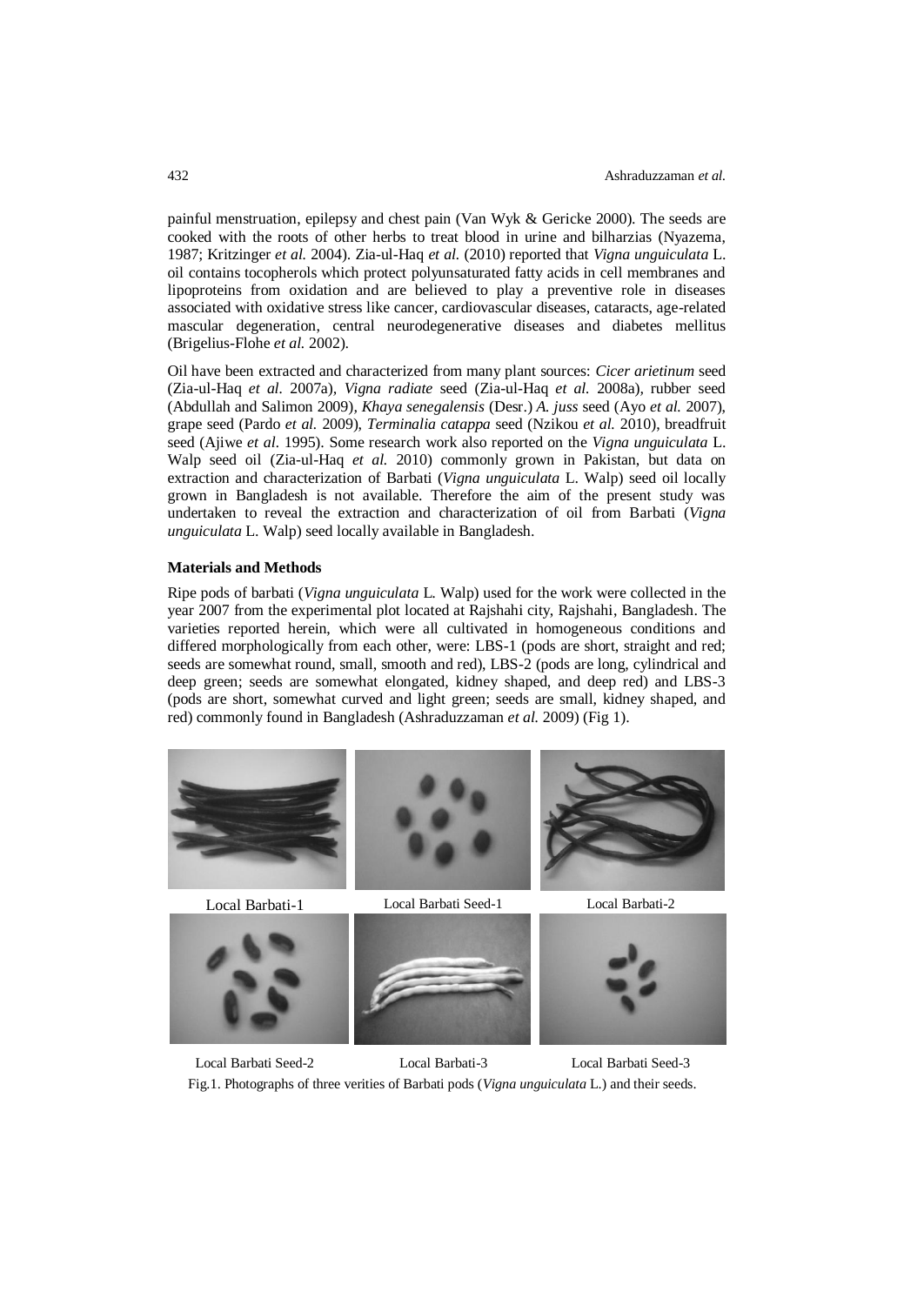painful menstruation, epilepsy and chest pain (Van Wyk & Gericke 2000). The seeds are cooked with the roots of other herbs to treat blood in urine and bilharzias (Nyazema, 1987; Kritzinger *et al.* 2004). Zia-ul-Haq *et al.* (2010) reported that *Vigna unguiculata* L. oil contains tocopherols which protect polyunsaturated fatty acids in cell membranes and lipoproteins from oxidation and are believed to play a preventive role in diseases associated with oxidative stress like cancer, cardiovascular diseases, cataracts, age-related mascular degeneration, central neurodegenerative diseases and diabetes mellitus (Brigelius-Flohe *et al.* 2002).

Oil have been extracted and characterized from many plant sources: *Cicer arietinum* seed (Zia-ul-Haq *et al.* 2007a), *Vigna radiate* seed (Zia-ul-Haq *et al.* 2008a), rubber seed (Abdullah and Salimon 2009), *Khaya senegalensis* (Desr.) *A. juss* seed (Ayo *et al.* 2007), grape seed (Pardo *et al.* 2009), *Terminalia catappa* seed (Nzikou *et al.* 2010), breadfruit seed (Ajiwe *et al.* 1995). Some research work also reported on the *Vigna unguiculata* L. Walp seed oil (Zia-ul-Haq *et al.* 2010) commonly grown in Pakistan, but data on extraction and characterization of Barbati (*Vigna unguiculata* L. Walp) seed oil locally grown in Bangladesh is not available. Therefore the aim of the present study was undertaken to reveal the extraction and characterization of oil from Barbati (*Vigna unguiculata* L. Walp) seed locally available in Bangladesh.

**Materials and Methods**

Ripe pods of barbati (*Vigna unguiculata* L. Walp) used for the work were collected in the year 2007 from the experimental plot located at Rajshahi city, Rajshahi, Bangladesh. The varieties reported herein, which were all cultivated in homogeneous conditions and differed morphologically from each other, were: LBS-1 (pods are short, straight and red; seeds are somewhat round, small, smooth and red), LBS-2 (pods are long, cylindrical and deep green; seeds are somewhat elongated, kidney shaped, and deep red) and LBS-3 (pods are short, somewhat curved and light green; seeds are small, kidney shaped, and red) commonly found in Bangladesh (Ashraduzzaman *et al.* 2009) (Fig 1).

Local Barbati-1 | Local Barbati Seed-1 | Local Barbati-2

Local Barbati Seed-2 | Local Barbati-3 | Local Barbati Seed-3

Fig.1. Photographs of three verities of Barbati pods (*Vigna unguiculata* L.) and their seeds.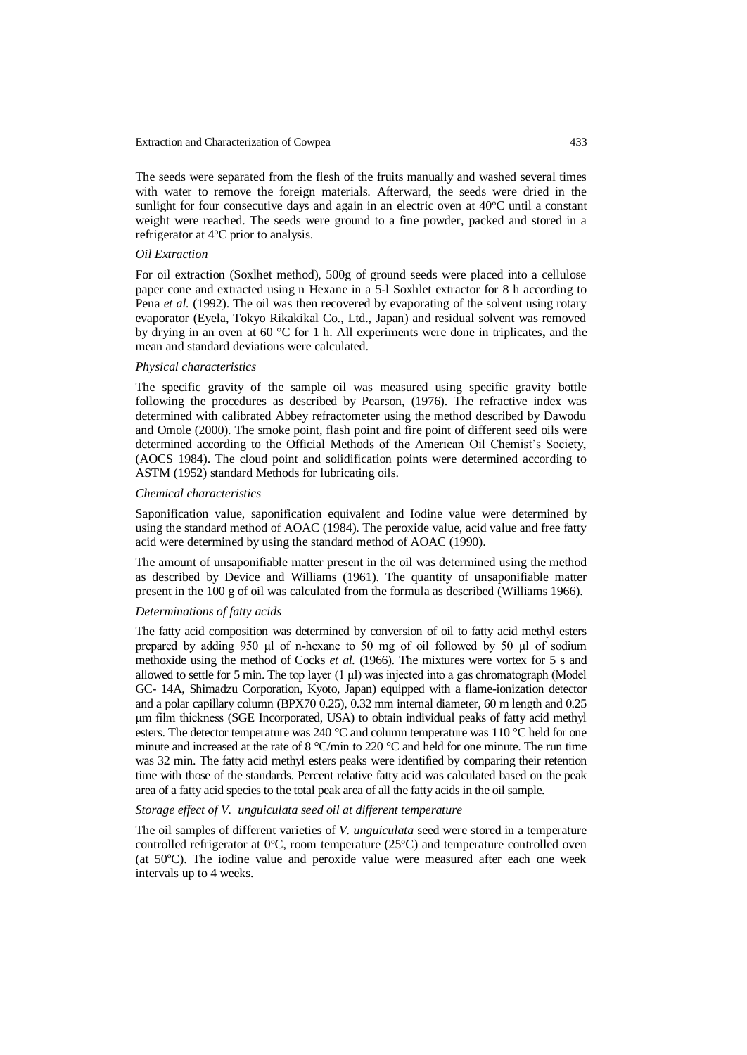The seeds were separated from the flesh of the fruits manually and washed several times with water to remove the foreign materials. Afterward, the seeds were dried in the sunlight for four consecutive days and again in an electric oven at 40°C until a constant weight were reached. The seeds were ground to a fine powder, packed and stored in a refrigerator at 4°C prior to analysis.

*Oil Extraction*

For oil extraction (Soxlhet method), 500g of ground seeds were placed into a cellulose paper cone and extracted using n Hexane in a 5-l Soxhlet extractor for 8 h according to Pena *et al.* (1992). The oil was then recovered by evaporating of the solvent using rotary evaporator (Eyela, Tokyo Rikakikal Co., Ltd., Japan) and residual solvent was removed by drying in an oven at 60 °C for 1 h. All experiments were done in triplicates**,** and the mean and standard deviations were calculated.

*Physical characteristics*

The specific gravity of the sample oil was measured using specific gravity bottle following the procedures as described by Pearson, (1976). The refractive index was determined with calibrated Abbey refractometer using the method described by Dawodu and Omole (2000). The smoke point, flash point and fire point of different seed oils were determined according to the Official Methods of the American Oil Chemist's Society, (AOCS 1984). The cloud point and solidification points were determined according to ASTM (1952) standard Methods for lubricating oils.

*Chemical characteristics*

Saponification value, saponification equivalent and Iodine value were determined by using the standard method of AOAC (1984). The peroxide value, acid value and free fatty acid were determined by using the standard method of AOAC (1990).

The amount of unsaponifiable matter present in the oil was determined using the method as described by Device and Williams (1961). The quantity of unsaponifiable matter present in the 100 g of oil was calculated from the formula as described (Williams 1966).

*Determinations of fatty acids*

The fatty acid composition was determined by conversion of oil to fatty acid methyl esters prepared by adding 950 μl of n-hexane to 50 mg of oil followed by 50 μl of sodium methoxide using the method of Cocks *et al.* (1966). The mixtures were vortex for 5 s and allowed to settle for 5 min. The top layer (1 μl) was injected into a gas chromatograph (Model GC- 14A, Shimadzu Corporation, Kyoto, Japan) equipped with a flame-ionization detector and a polar capillary column (BPX70 0.25), 0.32 mm internal diameter, 60 m length and 0.25 μm film thickness (SGE Incorporated, USA) to obtain individual peaks of fatty acid methyl esters. The detector temperature was 240 °C and column temperature was 110 °C held for one minute and increased at the rate of 8 °C/min to 220 °C and held for one minute. The run time was 32 min. The fatty acid methyl esters peaks were identified by comparing their retention time with those of the standards. Percent relative fatty acid was calculated based on the peak area of a fatty acid species to the total peak area of all the fatty acids in the oil sample.

*Storage effect of V. unguiculata seed oil at different temperature*

The oil samples of different varieties of *V. unguiculata* seed were stored in a temperature controlled refrigerator at 0°C, room temperature (25°C) and temperature controlled oven (at 50°C). The iodine value and peroxide value were measured after each one week intervals up to 4 weeks.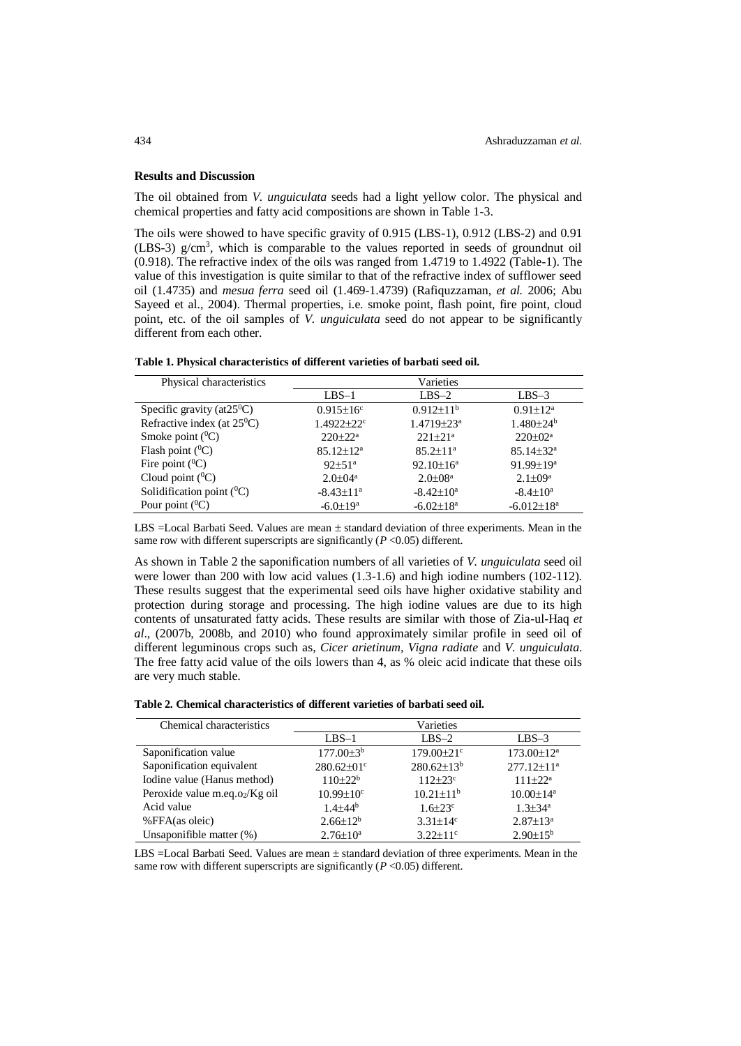### Results and Discussion

The oil obtained from *V. unguiculata* seeds had a light yellow color. The physical and chemical properties and fatty acid compositions are shown in Table 1-3.

The oils were showed to have specific gravity of 0.915 (LBS-1), 0.912 (LBS-2) and 0.91 (LBS-3) g/cm$^3$, which is comparable to the values reported in seeds of groundnut oil (0.918). The refractive index of the oils was ranged from 1.4719 to 1.4922 (Table-1). The value of this investigation is quite similar to that of the refractive index of sufflower seed oil (1.4735) and *mesua ferra* seed oil (1.469-1.4739) (Rafiquzzaman, *et al.* 2006; Abu Sayeed et al., 2004). Thermal properties, i.e. smoke point, flash point, fire point, cloud point, etc. of the oil samples of *V. unguiculata* seed do not appear to be significantly different from each other.

**Table 1. Physical characteristics of different varieties of barbati seed oil.**

| Physical characteristics | Varieties | | |
|---|---|---|---|
| | LBS–1 | LBS–2 | LBS–3 |
| Specific gravity (at25$^0$C) | $0.915{\pm}16^c$ | $0.912{\pm}11^b$ | $0.91{\pm}12^a$ |
| Refractive index (at 25$^0$C) | $1.4922{\pm}22^c$ | $1.4719{\pm}23^a$ | $1.480{\pm}24^b$ |
| Smoke point ($^0$C) | $220{\pm}22^a$ | $221{\pm}21^a$ | $220{\pm}02^a$ |
| Flash point ($^0$C) | $85.12{\pm}12^a$ | $85.2{\pm}11^a$ | $85.14{\pm}32^a$ |
| Fire point ($^0$C) | $92{\pm}51^a$ | $92.10{\pm}16^a$ | $91.99{\pm}19^a$ |
| Cloud point ($^0$C) | $2.0{\pm}04^a$ | $2.0{\pm}08^a$ | $2.1{\pm}09^a$ |
| Solidification point ($^0$C) | $-8.43{\pm}11^a$ | $-8.42{\pm}10^a$ | $-8.4{\pm}10^a$ |
| Pour point ($^0$C) | $-6.0{\pm}19^a$ | $-6.02{\pm}18^a$ | $-6.012{\pm}18^a$ |

LBS =Local Barbati Seed. Values are mean ± standard deviation of three experiments. Mean in the same row with different superscripts are significantly ($P$ <0.05) different.

As shown in Table 2 the saponification numbers of all varieties of *V. unguiculata* seed oil were lower than 200 with low acid values (1.3-1.6) and high iodine numbers (102-112). These results suggest that the experimental seed oils have higher oxidative stability and protection during storage and processing. The high iodine values are due to its high contents of unsaturated fatty acids. These results are similar with those of Zia-ul-Haq *et al*., (2007b, 2008b, and 2010) who found approximately similar profile in seed oil of different leguminous crops such as, *Cicer arietinum*, *Vigna radiate* and *V. unguiculata*. The free fatty acid value of the oils lowers than 4, as % oleic acid indicate that these oils are very much stable.

**Table 2. Chemical characteristics of different varieties of barbati seed oil.**

| Chemical characteristics | Varieties | | |
|---|---|---|---|
| | LBS–1 | LBS–2 | LBS–3 |
| Saponification value | $177.00{\pm}3^b$ | $179.00{\pm}21^c$ | $173.00{\pm}12^a$ |
| Saponification equivalent | $280.62{\pm}01^c$ | $280.62{\pm}13^b$ | $277.12{\pm}11^a$ |
| Iodine value (Hanus method) | $110{\pm}22^b$ | $112{\pm}23^c$ | $111{\pm}22^a$ |
| Peroxide value m.eq.$o_2$/Kg oil | $10.99{\pm}10^c$ | $10.21{\pm}11^b$ | $10.00{\pm}14^a$ |
| Acid value | $1.4{\pm}44^b$ | $1.6{\pm}23^c$ | $1.3{\pm}34^a$ |
| %FFA(as oleic) | $2.66{\pm}12^b$ | $3.31{\pm}14^c$ | $2.87{\pm}13^a$ |
| Unsaponifible matter (%) | $2.76{\pm}10^a$ | $3.22{\pm}11^c$ | $2.90{\pm}15^b$ |

LBS =Local Barbati Seed. Values are mean ± standard deviation of three experiments. Mean in the same row with different superscripts are significantly ($P$ <0.05) different.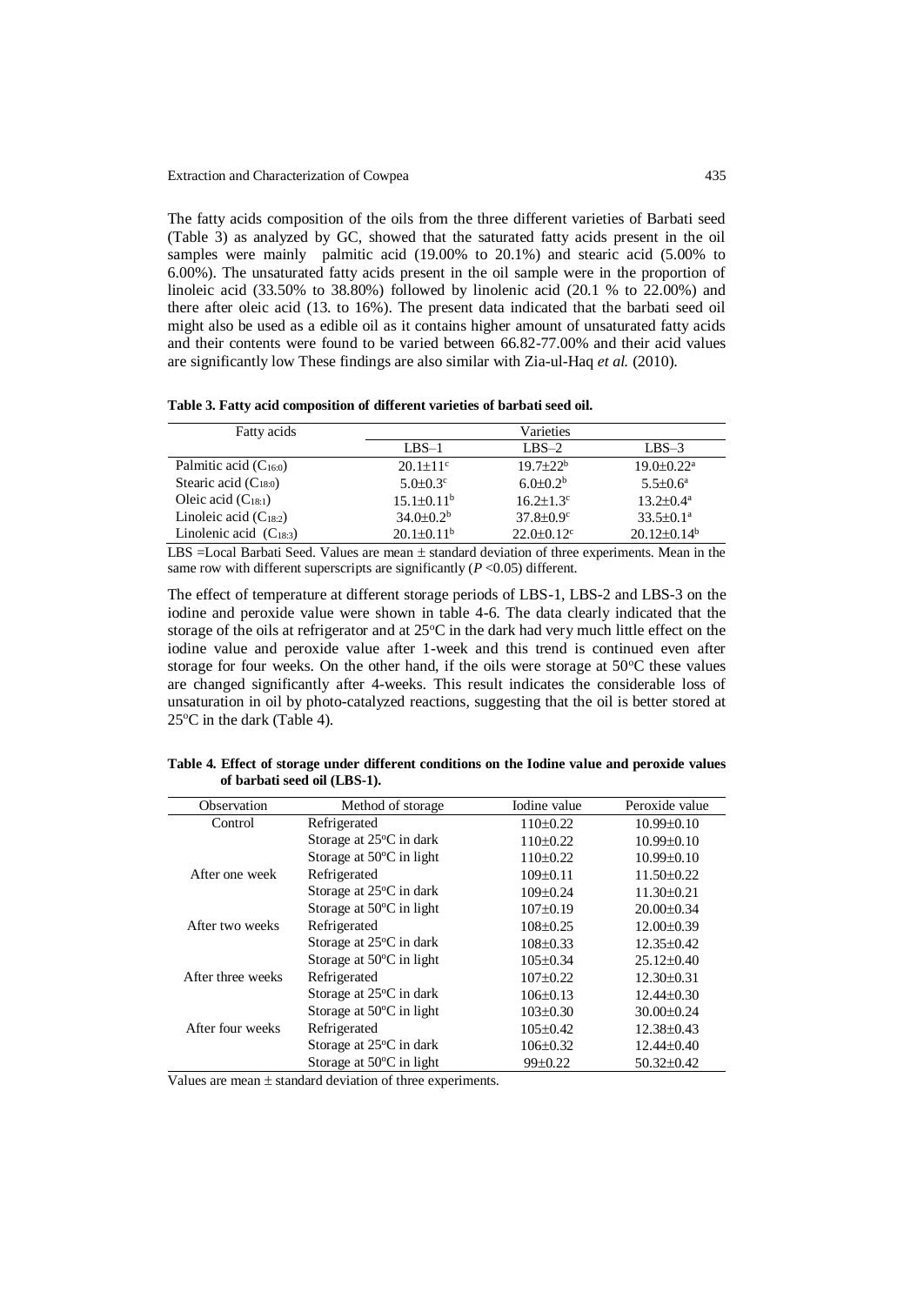The fatty acids composition of the oils from the three different varieties of Barbati seed (Table 3) as analyzed by GC, showed that the saturated fatty acids present in the oil samples were mainly palmitic acid (19.00% to 20.1%) and stearic acid (5.00% to 6.00%). The unsaturated fatty acids present in the oil sample were in the proportion of linoleic acid (33.50% to 38.80%) followed by linolenic acid (20.1 % to 22.00%) and there after oleic acid (13. to 16%). The present data indicated that the barbati seed oil might also be used as a edible oil as it contains higher amount of unsaturated fatty acids and their contents were found to be varied between 66.82-77.00% and their acid values are significantly low These findings are also similar with Zia-ul-Haq *et al.* (2010).

**Table 3. Fatty acid composition of different varieties of barbati seed oil.**

| Fatty acids | Varieties | | |
|---|---|---|---|
| | LBS–1 | LBS–2 | LBS–3 |
| Palmitic acid ($C_{16:0}$) | $20.1\pm11^{c}$ | $19.7\pm22^{b}$ | $19.0\pm0.22^{a}$ |
| Stearic acid ($C_{18:0}$) | $5.0\pm0.3^{c}$ | $6.0\pm0.2^{b}$ | $5.5\pm0.6^{a}$ |
| Oleic acid ($C_{18:1}$) | $15.1\pm0.11^{b}$ | $16.2\pm1.3^{c}$ | $13.2\pm0.4^{a}$ |
| Linoleic acid ($C_{18:2}$) | $34.0\pm0.2^{b}$ | $37.8\pm0.9^{c}$ | $33.5\pm0.1^{a}$ |
| Linolenic acid ($C_{18:3}$) | $20.1\pm0.11^{b}$ | $22.0\pm0.12^{c}$ | $20.12\pm0.14^{b}$ |

LBS =Local Barbati Seed. Values are mean ± standard deviation of three experiments. Mean in the same row with different superscripts are significantly ($P$ <0.05) different.

The effect of temperature at different storage periods of LBS-1, LBS-2 and LBS-3 on the iodine and peroxide value were shown in table 4-6. The data clearly indicated that the storage of the oils at refrigerator and at 25°C in the dark had very much little effect on the iodine value and peroxide value after 1-week and this trend is continued even after storage for four weeks. On the other hand, if the oils were storage at 50°C these values are changed significantly after 4-weeks. This result indicates the considerable loss of unsaturation in oil by photo-catalyzed reactions, suggesting that the oil is better stored at 25°C in the dark (Table 4).

**Table 4. Effect of storage under different conditions on the Iodine value and peroxide values of barbati seed oil (LBS-1).**

| Observation | Method of storage | Iodine value | Peroxide value |
|---|---|---|---|
| Control | Refrigerated | 110±0.22 | 10.99±0.10 |
| | Storage at 25°C in dark | 110±0.22 | 10.99±0.10 |
| | Storage at 50°C in light | 110±0.22 | 10.99±0.10 |
| After one week | Refrigerated | 109±0.11 | 11.50±0.22 |
| | Storage at 25°C in dark | 109±0.24 | 11.30±0.21 |
| | Storage at 50°C in light | 107±0.19 | 20.00±0.34 |
| After two weeks | Refrigerated | 108±0.25 | 12.00±0.39 |
| | Storage at 25°C in dark | 108±0.33 | 12.35±0.42 |
| | Storage at 50°C in light | 105±0.34 | 25.12±0.40 |
| After three weeks | Refrigerated | 107±0.22 | 12.30±0.31 |
| | Storage at 25°C in dark | 106±0.13 | 12.44±0.30 |
| | Storage at 50°C in light | 103±0.30 | 30.00±0.24 |
| After four weeks | Refrigerated | 105±0.42 | 12.38±0.43 |
| | Storage at 25°C in dark | 106±0.32 | 12.44±0.40 |
| | Storage at 50°C in light | 99±0.22 | 50.32±0.42 |

Values are mean ± standard deviation of three experiments.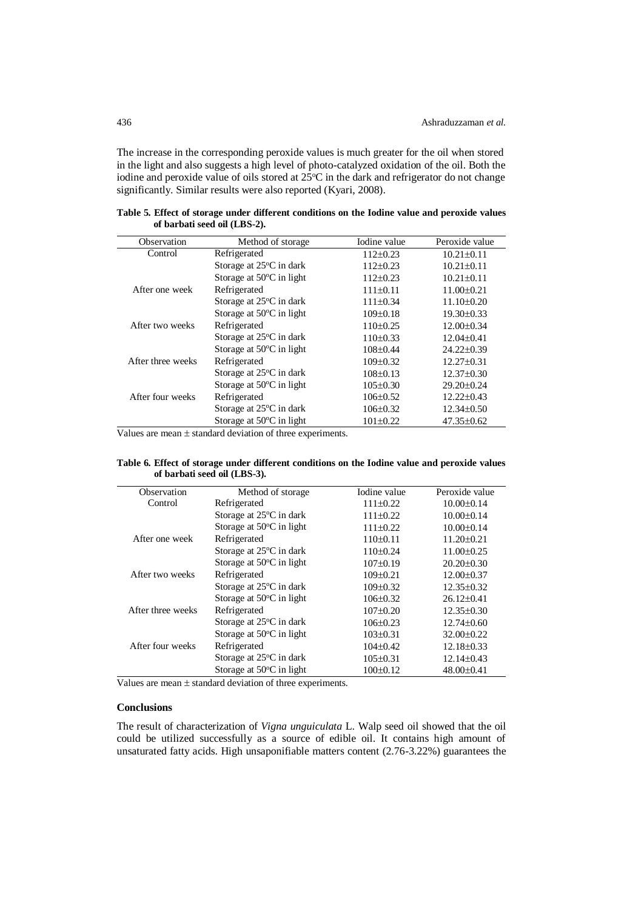The increase in the corresponding peroxide values is much greater for the oil when stored in the light and also suggests a high level of photo-catalyzed oxidation of the oil. Both the iodine and peroxide value of oils stored at 25°C in the dark and refrigerator do not change significantly. Similar results were also reported (Kyari, 2008).

**Table 5. Effect of storage under different conditions on the Iodine value and peroxide values of barbati seed oil (LBS-2).**

| Observation | Method of storage | Iodine value | Peroxide value |
|---|---|---|---|
| Control | Refrigerated | 112±0.23 | 10.21±0.11 |
| | Storage at 25°C in dark | 112±0.23 | 10.21±0.11 |
| | Storage at 50°C in light | 112±0.23 | 10.21±0.11 |
| After one week | Refrigerated | 111±0.11 | 11.00±0.21 |
| | Storage at 25°C in dark | 111±0.34 | 11.10±0.20 |
| | Storage at 50°C in light | 109±0.18 | 19.30±0.33 |
| After two weeks | Refrigerated | 110±0.25 | 12.00±0.34 |
| | Storage at 25°C in dark | 110±0.33 | 12.04±0.41 |
| | Storage at 50°C in light | 108±0.44 | 24.22±0.39 |
| After three weeks | Refrigerated | 109±0.32 | 12.27±0.31 |
| | Storage at 25°C in dark | 108±0.13 | 12.37±0.30 |
| | Storage at 50°C in light | 105±0.30 | 29.20±0.24 |
| After four weeks | Refrigerated | 106±0.52 | 12.22±0.43 |
| | Storage at 25°C in dark | 106±0.32 | 12.34±0.50 |
| | Storage at 50°C in light | 101±0.22 | 47.35±0.62 |

Values are mean ± standard deviation of three experiments.

**Table 6. Effect of storage under different conditions on the Iodine value and peroxide values of barbati seed oil (LBS-3).**

| Observation | Method of storage | Iodine value | Peroxide value |
|---|---|---|---|
| Control | Refrigerated | 111±0.22 | 10.00±0.14 |
| | Storage at 25°C in dark | 111±0.22 | 10.00±0.14 |
| | Storage at 50°C in light | 111±0.22 | 10.00±0.14 |
| After one week | Refrigerated | 110±0.11 | 11.20±0.21 |
| | Storage at 25°C in dark | 110±0.24 | 11.00±0.25 |
| | Storage at 50°C in light | 107±0.19 | 20.20±0.30 |
| After two weeks | Refrigerated | 109±0.21 | 12.00±0.37 |
| | Storage at 25°C in dark | 109±0.32 | 12.35±0.32 |
| | Storage at 50°C in light | 106±0.32 | 26.12±0.41 |
| After three weeks | Refrigerated | 107±0.20 | 12.35±0.30 |
| | Storage at 25°C in dark | 106±0.23 | 12.74±0.60 |
| | Storage at 50°C in light | 103±0.31 | 32.00±0.22 |
| After four weeks | Refrigerated | 104±0.42 | 12.18±0.33 |
| | Storage at 25°C in dark | 105±0.31 | 12.14±0.43 |
| | Storage at 50°C in light | 100±0.12 | 48.00±0.41 |

Values are mean ± standard deviation of three experiments.

## Conclusions

The result of characterization of *Vigna unguiculata* L. Walp seed oil showed that the oil could be utilized successfully as a source of edible oil. It contains high amount of unsaturated fatty acids. High unsaponifiable matters content (2.76-3.22%) guarantees the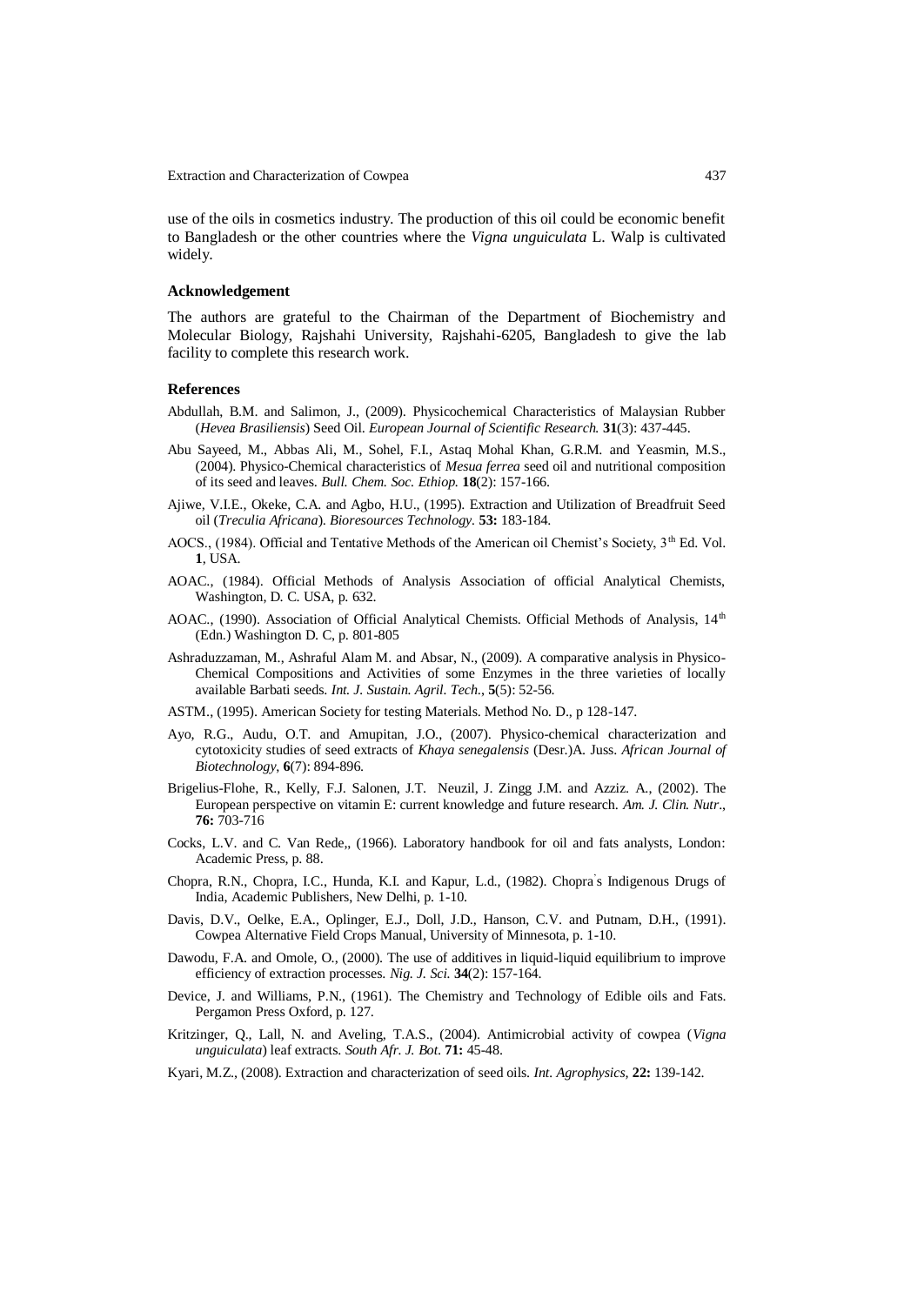use of the oils in cosmetics industry. The production of this oil could be economic benefit to Bangladesh or the other countries where the *Vigna unguiculata* L. Walp is cultivated widely.

### Acknowledgement

The authors are grateful to the Chairman of the Department of Biochemistry and Molecular Biology, Rajshahi University, Rajshahi-6205, Bangladesh to give the lab facility to complete this research work.

### References

Abdullah, B.M. and Salimon, J., (2009). Physicochemical Characteristics of Malaysian Rubber (*Hevea Brasiliensis*) Seed Oil. *European Journal of Scientific Research.* **31**(3): 437-445.

Abu Sayeed, M., Abbas Ali, M., Sohel, F.I., Astaq Mohal Khan, G.R.M. and Yeasmin, M.S., (2004). Physico-Chemical characteristics of *Mesua ferrea* seed oil and nutritional composition of its seed and leaves. *Bull. Chem. Soc. Ethiop.* **18**(2): 157-166.

Ajiwe, V.I.E., Okeke, C.A. and Agbo, H.U., (1995). Extraction and Utilization of Breadfruit Seed oil (*Treculia Africana*). *Bioresources Technology.* **53:** 183-184.

AOCS., (1984). Official and Tentative Methods of the American oil Chemist's Society, 3[th] Ed. Vol. **1**, USA.

AOAC., (1984). Official Methods of Analysis Association of official Analytical Chemists, Washington, D. C. USA, p. 632.

AOAC., (1990). Association of Official Analytical Chemists. Official Methods of Analysis, 14[th] (Edn.) Washington D. C, p. 801-805

Ashraduzzaman, M., Ashraful Alam M. and Absar, N., (2009). A comparative analysis in Physico-Chemical Compositions and Activities of some Enzymes in the three varieties of locally available Barbati seeds. *Int. J. Sustain. Agril. Tech.*, **5**(5): 52-56.

ASTM., (1995). American Society for testing Materials. Method No. D., p 128-147.

Ayo, R.G., Audu, O.T. and Amupitan, J.O., (2007). Physico-chemical characterization and cytotoxicity studies of seed extracts of *Khaya senegalensis* (Desr.)A. Juss. *African Journal of Biotechnology*, **6**(7): 894-896.

Brigelius-Flohe, R., Kelly, F.J. Salonen, J.T. Neuzil, J. Zingg J.M. and Azziz. A., (2002). The European perspective on vitamin E: current knowledge and future research. *Am. J. Clin. Nutr.*, **76:** 703-716

Cocks, L.V. and C. Van Rede,, (1966). Laboratory handbook for oil and fats analysts, London: Academic Press, p. 88.

Chopra, R.N., Chopra, I.C., Hunda, K.I. and Kapur, L.d., (1982). Chopra's Indigenous Drugs of India, Academic Publishers, New Delhi, p. 1-10.

Davis, D.V., Oelke, E.A., Oplinger, E.J., Doll, J.D., Hanson, C.V. and Putnam, D.H., (1991). Cowpea Alternative Field Crops Manual, University of Minnesota, p. 1-10.

Dawodu, F.A. and Omole, O., (2000). The use of additives in liquid-liquid equilibrium to improve efficiency of extraction processes. *Nig. J. Sci.* **34**(2): 157-164.

Device, J. and Williams, P.N., (1961). The Chemistry and Technology of Edible oils and Fats. Pergamon Press Oxford, p. 127.

Kritzinger, Q., Lall, N. and Aveling, T.A.S., (2004). Antimicrobial activity of cowpea (*Vigna unguiculata*) leaf extracts. *South Afr. J. Bot.* **71:** 45-48.

Kyari, M.Z., (2008). Extraction and characterization of seed oils. *Int. Agrophysics,* **22:** 139-142.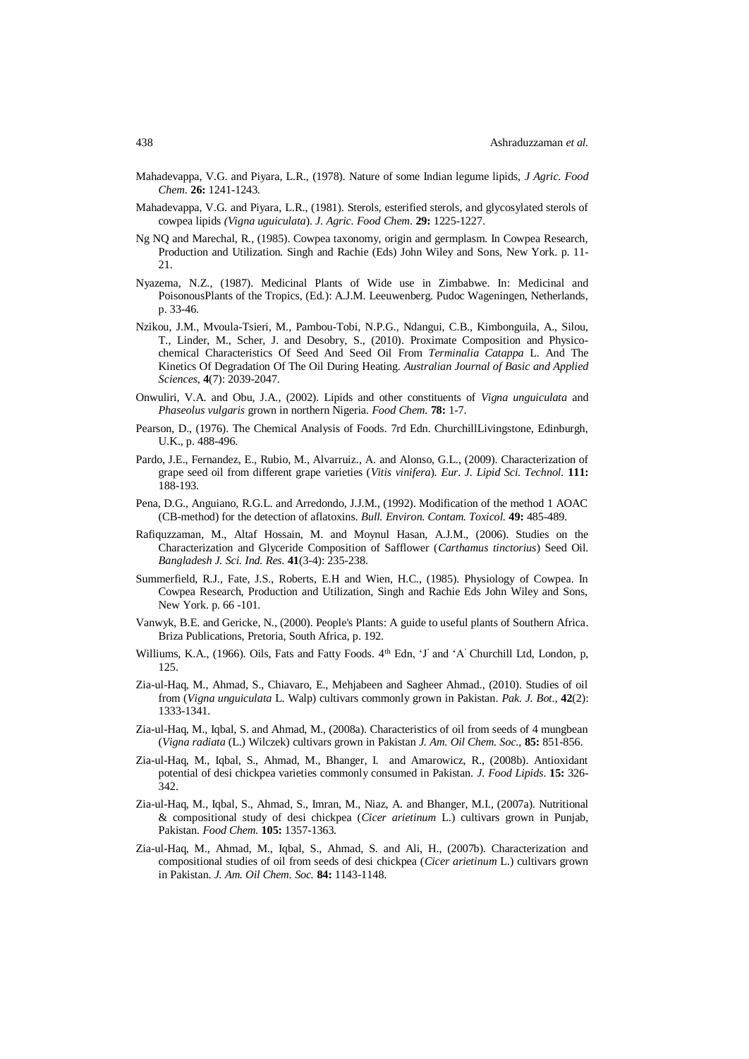Mahadevappa, V.G. and Piyara, L.R., (1978). Nature of some Indian legume lipids, *J Agric. Food Chem.* **26:** 1241-1243.

Mahadevappa, V.G. and Piyara, L.R., (1981). Sterols, esterified sterols, and glycosylated sterols of cowpea lipids *(Vigna uguiculata*). *J. Agric. Food Chem*. **29:** 1225-1227.

Ng NQ and Marechal, R., (1985). Cowpea taxonomy, origin and germplasm. In Cowpea Research, Production and Utilization. Singh and Rachie (Eds) John Wiley and Sons, New York. p. 11-21.

Nyazema, N.Z., (1987). Medicinal Plants of Wide use in Zimbabwe. In: Medicinal and PoisonousPlants of the Tropics, (Ed.): A.J.M. Leeuwenberg. Pudoc Wageningen, Netherlands, p. 33-46.

Nzikou, J.M., Mvoula-Tsieri, M., Pambou-Tobi, N.P.G., Ndangui, C.B., Kimbonguila, A., Silou, T., Linder, M., Scher, J. and Desobry, S., (2010). Proximate Composition and Physico-chemical Characteristics Of Seed And Seed Oil From *Terminalia Catappa* L. And The Kinetics Of Degradation Of The Oil During Heating. *Australian Journal of Basic and Applied Sciences*, **4**(7): 2039-2047.

Onwuliri, V.A. and Obu, J.A., (2002). Lipids and other constituents of *Vigna unguiculata* and *Phaseolus vulgaris* grown in northern Nigeria. *Food Chem.* **78:** 1-7.

Pearson, D., (1976). The Chemical Analysis of Foods. 7rd Edn. ChurchillLivingstone, Edinburgh, U.K., p. 488-496.

Pardo, J.E., Fernandez, E., Rubio, M., Alvarruiz., A. and Alonso, G.L., (2009). Characterization of grape seed oil from different grape varieties (*Vitis vinifera*). *Eur. J. Lipid Sci. Technol.* **111:** 188-193.

Pena, D.G., Anguiano, R.G.L. and Arredondo, J.J.M., (1992). Modification of the method 1 AOAC (CB-method) for the detection of aflatoxins. *Bull. Environ. Contam. Toxicol.* **49:** 485-489.

Rafiquzzaman, M., Altaf Hossain, M. and Moynul Hasan, A.J.M., (2006). Studies on the Characterization and Glyceride Composition of Safflower (*Carthamus tinctorius*) Seed Oil. *Bangladesh J. Sci. Ind. Res.* **41**(3-4): 235-238.

Summerfield, R.J., Fate, J.S., Roberts, E.H and Wien, H.C., (1985). Physiology of Cowpea. In Cowpea Research, Production and Utilization, Singh and Rachie Eds John Wiley and Sons, New York. p. 66 -101.

Vanwyk, B.E. and Gericke, N., (2000). People's Plants: A guide to useful plants of Southern Africa. Briza Publications, Pretoria, South Africa, p. 192.

Williums, K.A., (1966). Oils, Fats and Fatty Foods. 4th Edn, 'J' and 'A' Churchill Ltd, London, p, 125.

Zia-ul-Haq, M., Ahmad, S., Chiavaro, E., Mehjabeen and Sagheer Ahmad., (2010). Studies of oil from (*Vigna unguiculata* L. Walp) cultivars commonly grown in Pakistan. *Pak. J. Bot.*, **42**(2): 1333-1341.

Zia-ul-Haq, M., Iqbal, S. and Ahmad, M., (2008a). Characteristics of oil from seeds of 4 mungbean (*Vigna radiata* (L.) Wilczek) cultivars grown in Pakistan *J. Am. Oil Chem. Soc.*, **85:** 851-856.

Zia-ul-Haq, M., Iqbal, S., Ahmad, M., Bhanger, I. and Amarowicz, R., (2008b). Antioxidant potential of desi chickpea varieties commonly consumed in Pakistan. *J. Food Lipids*. **15:** 326-342.

Zia-ul-Haq, M., Iqbal, S., Ahmad, S., Imran, M., Niaz, A. and Bhanger, M.I., (2007a). Nutritional & compositional study of desi chickpea (*Cicer arietinum* L.) cultivars grown in Punjab, Pakistan. *Food Chem.* **105:** 1357-1363.

Zia-ul-Haq, M., Ahmad, M., Iqbal, S., Ahmad, S. and Ali, H., (2007b). Characterization and compositional studies of oil from seeds of desi chickpea (*Cicer arietinum* L.) cultivars grown in Pakistan. *J. Am. Oil Chem. Soc.* **84:** 1143-1148.